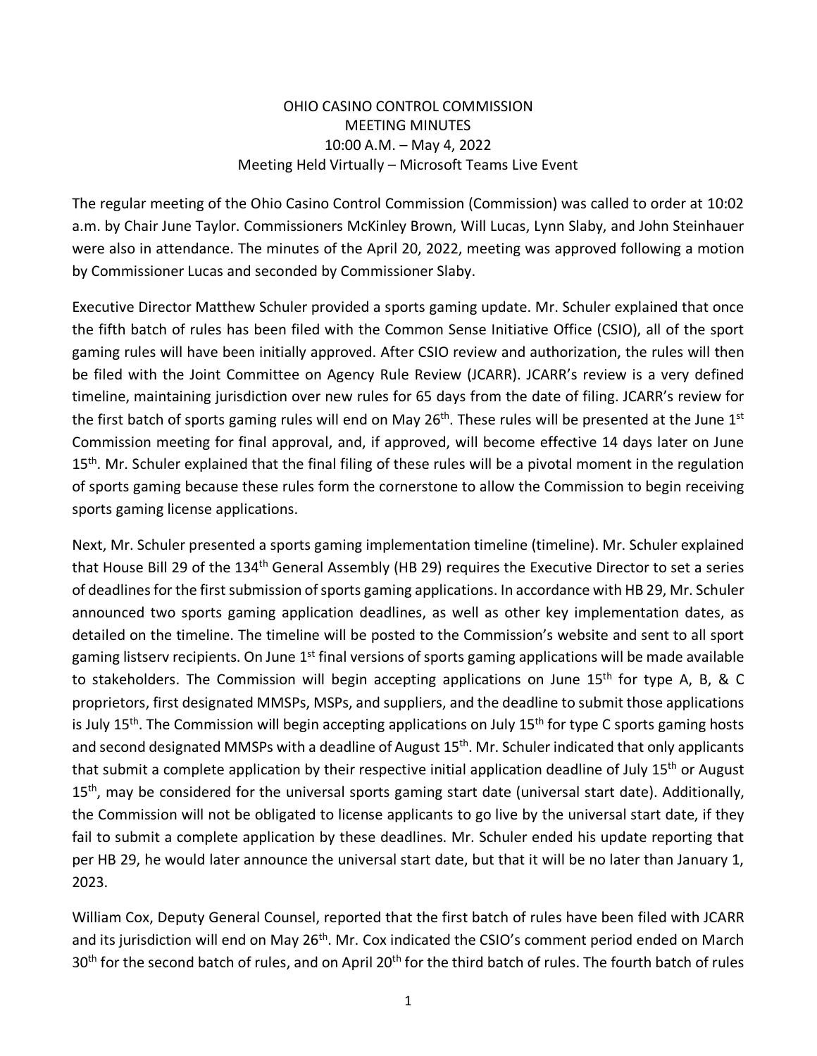# OHIO CASINO CONTROL COMMISSION
## MEETING MINUTES
### 10:00 A.M. – May 4, 2022
### Meeting Held Virtually – Microsoft Teams Live Event

The regular meeting of the Ohio Casino Control Commission (Commission) was called to order at 10:02 a.m. by Chair June Taylor. Commissioners McKinley Brown, Will Lucas, Lynn Slaby, and John Steinhauer were also in attendance. The minutes of the April 20, 2022, meeting was approved following a motion by Commissioner Lucas and seconded by Commissioner Slaby.

Executive Director Matthew Schuler provided a sports gaming update. Mr. Schuler explained that once the fifth batch of rules has been filed with the Common Sense Initiative Office (CSIO), all of the sport gaming rules will have been initially approved. After CSIO review and authorization, the rules will then be filed with the Joint Committee on Agency Rule Review (JCARR). JCARR's review is a very defined timeline, maintaining jurisdiction over new rules for 65 days from the date of filing. JCARR's review for the first batch of sports gaming rules will end on May 26th. These rules will be presented at the June 1st Commission meeting for final approval, and, if approved, will become effective 14 days later on June 15th. Mr. Schuler explained that the final filing of these rules will be a pivotal moment in the regulation of sports gaming because these rules form the cornerstone to allow the Commission to begin receiving sports gaming license applications.

Next, Mr. Schuler presented a sports gaming implementation timeline (timeline). Mr. Schuler explained that House Bill 29 of the 134th General Assembly (HB 29) requires the Executive Director to set a series of deadlines for the first submission of sports gaming applications. In accordance with HB 29, Mr. Schuler announced two sports gaming application deadlines, as well as other key implementation dates, as detailed on the timeline. The timeline will be posted to the Commission's website and sent to all sport gaming listserv recipients. On June 1st final versions of sports gaming applications will be made available to stakeholders. The Commission will begin accepting applications on June 15th for type A, B, & C proprietors, first designated MMSPs, MSPs, and suppliers, and the deadline to submit those applications is July 15th. The Commission will begin accepting applications on July 15th for type C sports gaming hosts and second designated MMSPs with a deadline of August 15th. Mr. Schuler indicated that only applicants that submit a complete application by their respective initial application deadline of July 15th or August 15th, may be considered for the universal sports gaming start date (universal start date). Additionally, the Commission will not be obligated to license applicants to go live by the universal start date, if they fail to submit a complete application by these deadlines. Mr. Schuler ended his update reporting that per HB 29, he would later announce the universal start date, but that it will be no later than January 1, 2023.

William Cox, Deputy General Counsel, reported that the first batch of rules have been filed with JCARR and its jurisdiction will end on May 26th. Mr. Cox indicated the CSIO's comment period ended on March 30th for the second batch of rules, and on April 20th for the third batch of rules. The fourth batch of rules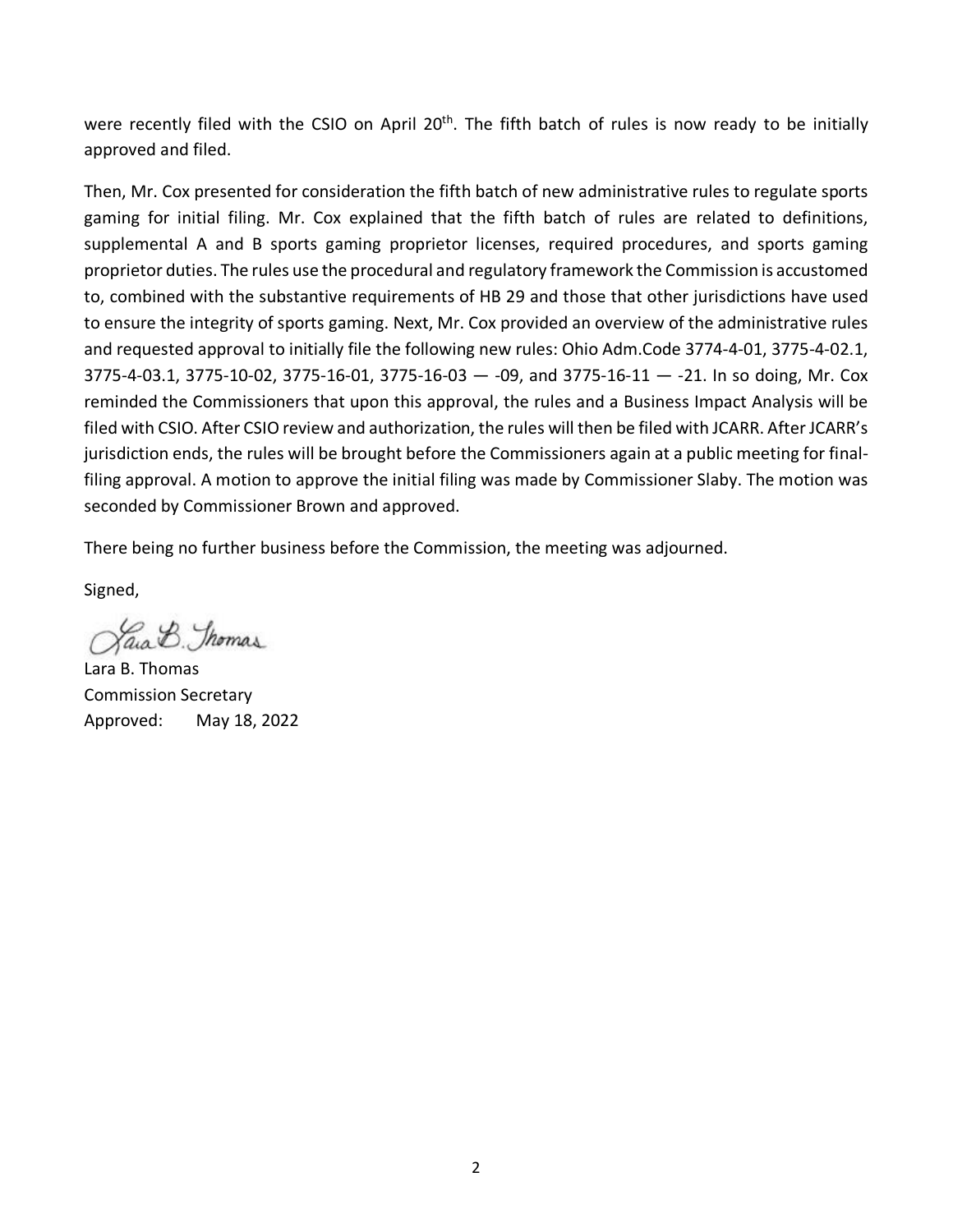were recently filed with the CSIO on April 20th. The fifth batch of rules is now ready to be initially approved and filed.

Then, Mr. Cox presented for consideration the fifth batch of new administrative rules to regulate sports gaming for initial filing. Mr. Cox explained that the fifth batch of rules are related to definitions, supplemental A and B sports gaming proprietor licenses, required procedures, and sports gaming proprietor duties. The rules use the procedural and regulatory framework the Commission is accustomed to, combined with the substantive requirements of HB 29 and those that other jurisdictions have used to ensure the integrity of sports gaming. Next, Mr. Cox provided an overview of the administrative rules and requested approval to initially file the following new rules: Ohio Adm.Code 3774-4-01, 3775-4-02.1, 3775-4-03.1, 3775-10-02, 3775-16-01, 3775-16-03 — -09, and 3775-16-11 — -21. In so doing, Mr. Cox reminded the Commissioners that upon this approval, the rules and a Business Impact Analysis will be filed with CSIO. After CSIO review and authorization, the rules will then be filed with JCARR. After JCARR's jurisdiction ends, the rules will be brought before the Commissioners again at a public meeting for final-filing approval. A motion to approve the initial filing was made by Commissioner Slaby. The motion was seconded by Commissioner Brown and approved.

There being no further business before the Commission, the meeting was adjourned.

Signed,

Lara B. Thomas

Lara B. Thomas
Commission Secretary
Approved: May 18, 2022